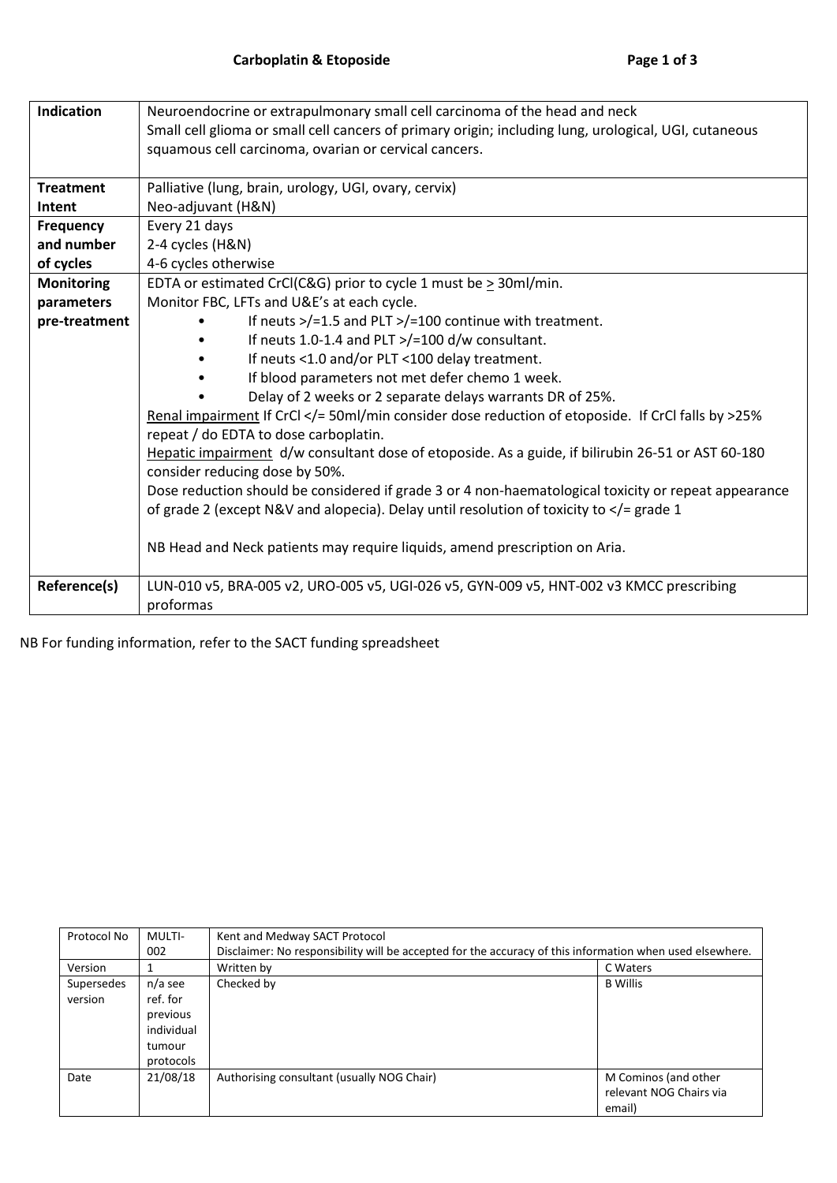# Carboplatin & Etoposide

| | |
|---|---|
| **Indication** | Neuroendocrine or extrapulmonary small cell carcinoma of the head and neck<br>Small cell glioma or small cell cancers of primary origin; including lung, urological, UGI, cutaneous squamous cell carcinoma, ovarian or cervical cancers. |
| **Treatment Intent** | Palliative (lung, brain, urology, UGI, ovary, cervix)<br>Neo-adjuvant (H&N) |
| **Frequency and number of cycles** | Every 21 days<br>2-4 cycles (H&N)<br>4-6 cycles otherwise |
| **Monitoring parameters pre-treatment** | EDTA or estimated CrCl(C&G) prior to cycle 1 must be $\geq$ 30ml/min.<br>Monitor FBC, LFTs and U&E's at each cycle.<br>• If neuts >/=1.5 and PLT >/=100 continue with treatment.<br>• If neuts 1.0-1.4 and PLT >/=100 d/w consultant.<br>• If neuts <1.0 and/or PLT <100 delay treatment.<br>• If blood parameters not met defer chemo 1 week.<br>• Delay of 2 weeks or 2 separate delays warrants DR of 25%.<br><u>Renal impairment</u> If CrCl </= 50ml/min consider dose reduction of etoposide. If CrCl falls by >25% repeat / do EDTA to dose carboplatin.<br><u>Hepatic impairment</u> d/w consultant dose of etoposide. As a guide, if bilirubin 26-51 or AST 60-180 consider reducing dose by 50%.<br>Dose reduction should be considered if grade 3 or 4 non-haematological toxicity or repeat appearance of grade 2 (except N&V and alopecia). Delay until resolution of toxicity to </= grade 1<br><br>NB Head and Neck patients may require liquids, amend prescription on Aria. |
| **Reference(s)** | LUN-010 v5, BRA-005 v2, URO-005 v5, UGI-026 v5, GYN-009 v5, HNT-002 v3 KMCC prescribing proformas |

NB For funding information, refer to the SACT funding spreadsheet

| Protocol No | MULTI-002 | Kent and Medway SACT Protocol<br>Disclaimer: No responsibility will be accepted for the accuracy of this information when used elsewhere. | |
|---|---|---|---|
| Version | 1 | Written by | C Waters |
| Supersedes version | n/a see ref. for previous individual tumour protocols | Checked by | B Willis |
| Date | 21/08/18 | Authorising consultant (usually NOG Chair) | M Cominos (and other relevant NOG Chairs via email) |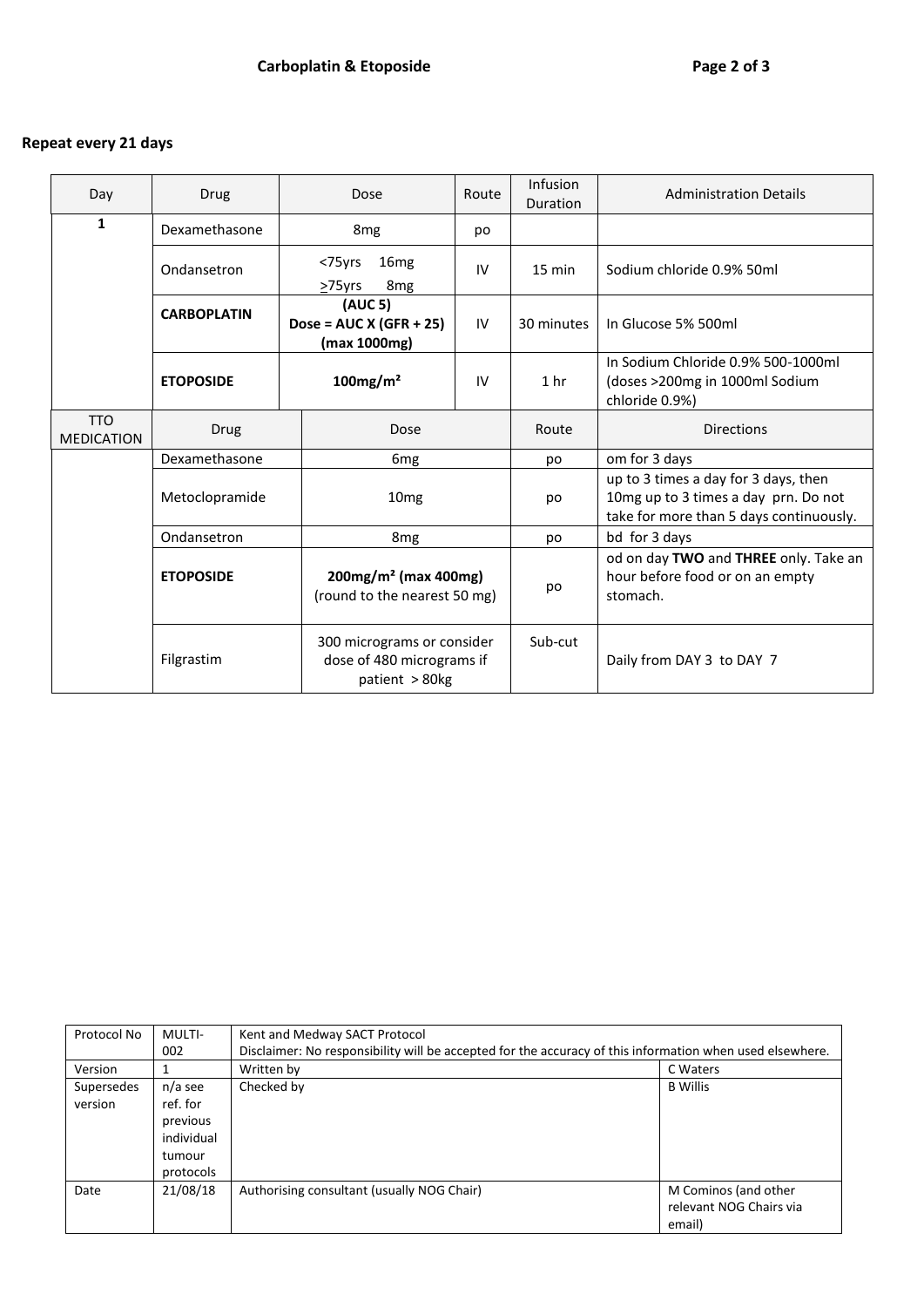**Repeat every 21 days**

| Day | Drug | Dose | Route | Infusion Duration | Administration Details |
|---|---|---|---|---|---|
| **1** | Dexamethasone | 8mg | po | | |
| | Ondansetron | <75yrs 16mg<br>≥75yrs 8mg | IV | 15 min | Sodium chloride 0.9% 50ml |
| | **CARBOPLATIN** | **(AUC 5)**<br>**Dose = AUC X (GFR + 25)**<br>**(max 1000mg)** | IV | 30 minutes | In Glucose 5% 500ml |
| | **ETOPOSIDE** | **100mg/m²** | IV | 1 hr | In Sodium Chloride 0.9% 500-1000ml (doses >200mg in 1000ml Sodium chloride 0.9%) |

| TTO MEDICATION | Drug | Dose | Route | Directions |
|---|---|---|---|---|
| | Dexamethasone | 6mg | po | om for 3 days |
| | Metoclopramide | 10mg | po | up to 3 times a day for 3 days, then 10mg up to 3 times a day prn. Do not take for more than 5 days continuously. |
| | Ondansetron | 8mg | po | bd for 3 days |
| | **ETOPOSIDE** | **200mg/m² (max 400mg)**<br>(round to the nearest 50 mg) | po | od on day **TWO** and **THREE** only. Take an hour before food or on an empty stomach. |
| | Filgrastim | 300 micrograms or consider dose of 480 micrograms if patient > 80kg | Sub-cut | Daily from DAY 3 to DAY 7 |

| Protocol No | MULTI-002 | Kent and Medway SACT Protocol<br>Disclaimer: No responsibility will be accepted for the accuracy of this information when used elsewhere. | |
|---|---|---|---|
| Version | 1 | Written by | C Waters |
| Supersedes version | n/a see ref. for previous individual tumour protocols | Checked by | B Willis |
| Date | 21/08/18 | Authorising consultant (usually NOG Chair) | M Cominos (and other relevant NOG Chairs via email) |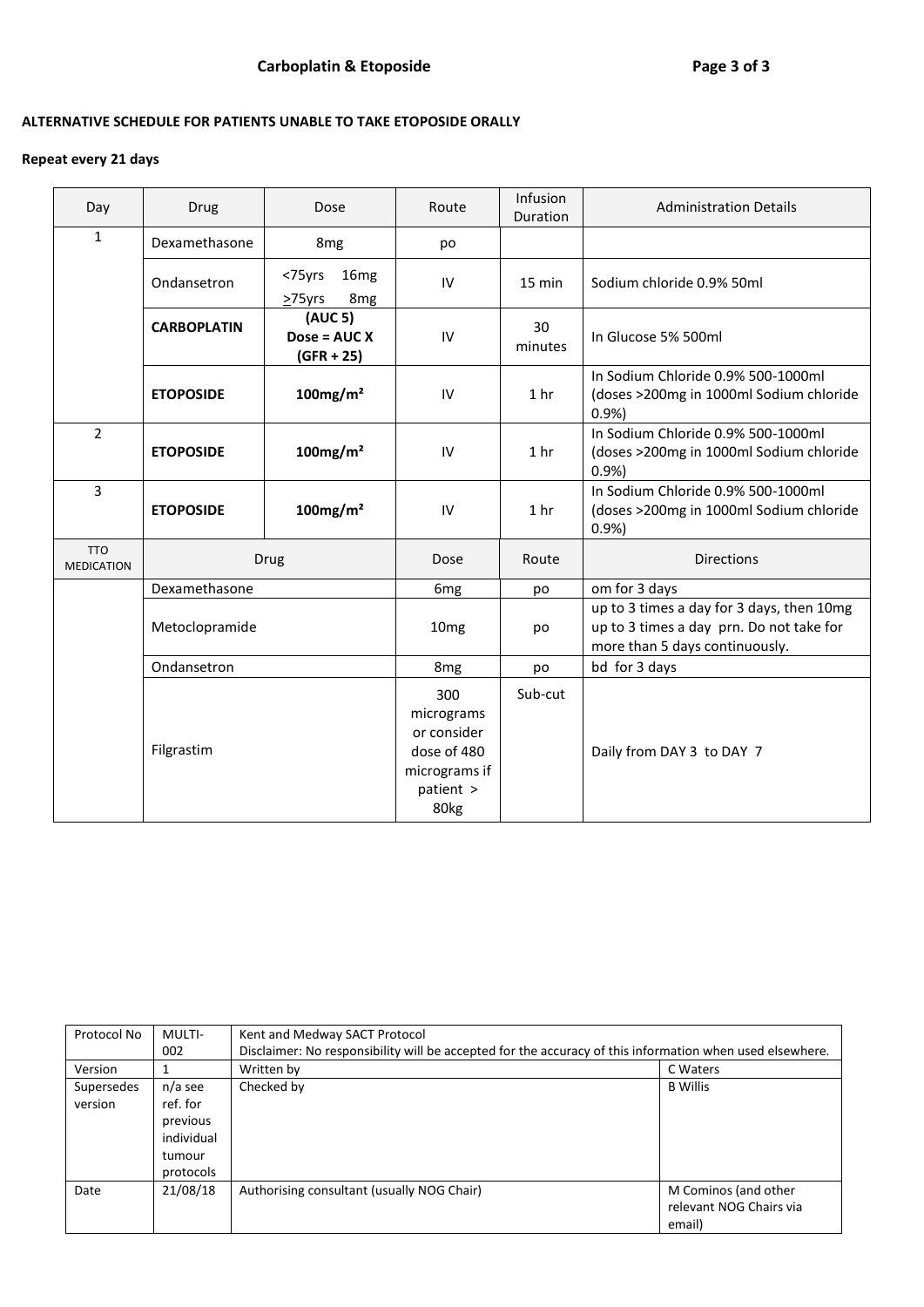**ALTERNATIVE SCHEDULE FOR PATIENTS UNABLE TO TAKE ETOPOSIDE ORALLY**

**Repeat every 21 days**

| Day | Drug | Dose | Route | Infusion Duration | Administration Details |
|---|---|---|---|---|---|
| 1 | Dexamethasone | 8mg | po | | |
| | Ondansetron | <75yrs 16mg<br>≥75yrs 8mg | IV | 15 min | Sodium chloride 0.9% 50ml |
| | **CARBOPLATIN** | **(AUC 5)**<br>**Dose = AUC X (GFR + 25)** | IV | 30 minutes | In Glucose 5% 500ml |
| | **ETOPOSIDE** | **100mg/m²** | IV | 1 hr | In Sodium Chloride 0.9% 500-1000ml (doses >200mg in 1000ml Sodium chloride 0.9%) |
| 2 | **ETOPOSIDE** | **100mg/m²** | IV | 1 hr | In Sodium Chloride 0.9% 500-1000ml (doses >200mg in 1000ml Sodium chloride 0.9%) |
| 3 | **ETOPOSIDE** | **100mg/m²** | IV | 1 hr | In Sodium Chloride 0.9% 500-1000ml (doses >200mg in 1000ml Sodium chloride 0.9%) |

| TTO MEDICATION | Drug | Dose | Route | Directions |
|---|---|---|---|---|
| | Dexamethasone | 6mg | po | om for 3 days |
| | Metoclopramide | 10mg | po | up to 3 times a day for 3 days, then 10mg up to 3 times a day prn. Do not take for more than 5 days continuously. |
| | Ondansetron | 8mg | po | bd for 3 days |
| | Filgrastim | 300 micrograms or consider dose of 480 micrograms if patient > 80kg | Sub-cut | Daily from DAY 3 to DAY 7 |

| Protocol No | MULTI-002 | Kent and Medway SACT Protocol<br>Disclaimer: No responsibility will be accepted for the accuracy of this information when used elsewhere. | |
|---|---|---|---|
| Version | 1 | Written by | C Waters |
| Supersedes version | n/a see ref. for previous individual tumour protocols | Checked by | B Willis |
| Date | 21/08/18 | Authorising consultant (usually NOG Chair) | M Cominos (and other relevant NOG Chairs via email) |